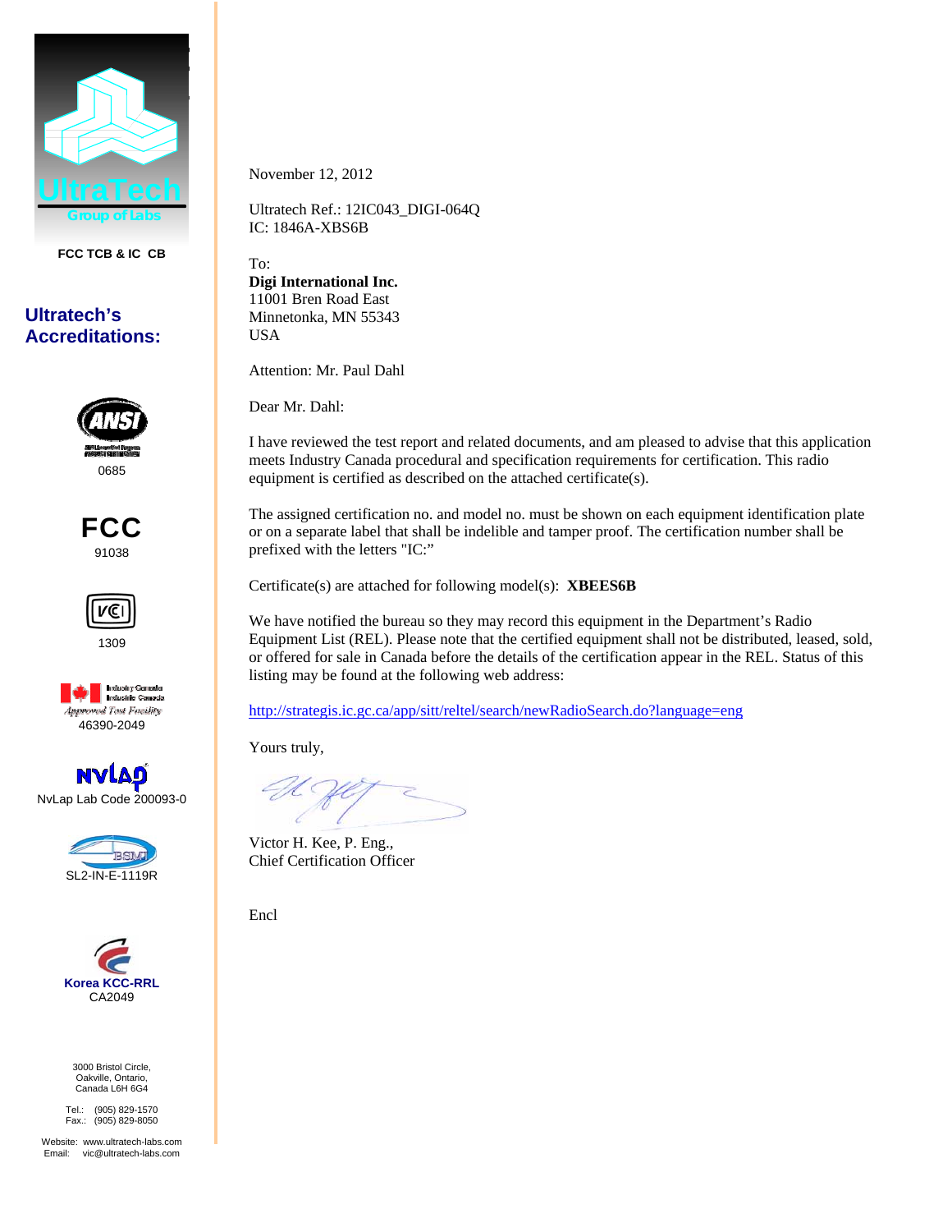UltraTech
Group of Labs

FCC TCB & IC CB

## Ultratech's Accreditations:

ANSI
0685

FCC
91038

VCCI
1309

Industry Canada
Industrie Canada
Approved Test Facility
46390-2049

NVLAP
NvLap Lab Code 200093-0

BSMI
SL2-IN-E-1119R

Korea KCC-RRL
CA2049

3000 Bristol Circle,
Oakville, Ontario,
Canada L6H 6G4

Tel.: (905) 829-1570
Fax.: (905) 829-8050

Website: www.ultratech-labs.com
Email: vic@ultratech-labs.com

---

November 12, 2012

Ultratech Ref.: 12IC043_DIGI-064Q
IC: 1846A-XBS6B

To:
**Digi International Inc.**
11001 Bren Road East
Minnetonka, MN 55343
USA

Attention: Mr. Paul Dahl

Dear Mr. Dahl:

I have reviewed the test report and related documents, and am pleased to advise that this application meets Industry Canada procedural and specification requirements for certification. This radio equipment is certified as described on the attached certificate(s).

The assigned certification no. and model no. must be shown on each equipment identification plate or on a separate label that shall be indelible and tamper proof. The certification number shall be prefixed with the letters "IC:"

Certificate(s) are attached for following model(s): **XBEES6B**

We have notified the bureau so they may record this equipment in the Department's Radio Equipment List (REL). Please note that the certified equipment shall not be distributed, leased, sold, or offered for sale in Canada before the details of the certification appear in the REL. Status of this listing may be found at the following web address:

http://strategis.ic.gc.ca/app/sitt/reltel/search/newRadioSearch.do?language=eng

Yours truly,

Victor H. Kee, P. Eng.,
Chief Certification Officer

Encl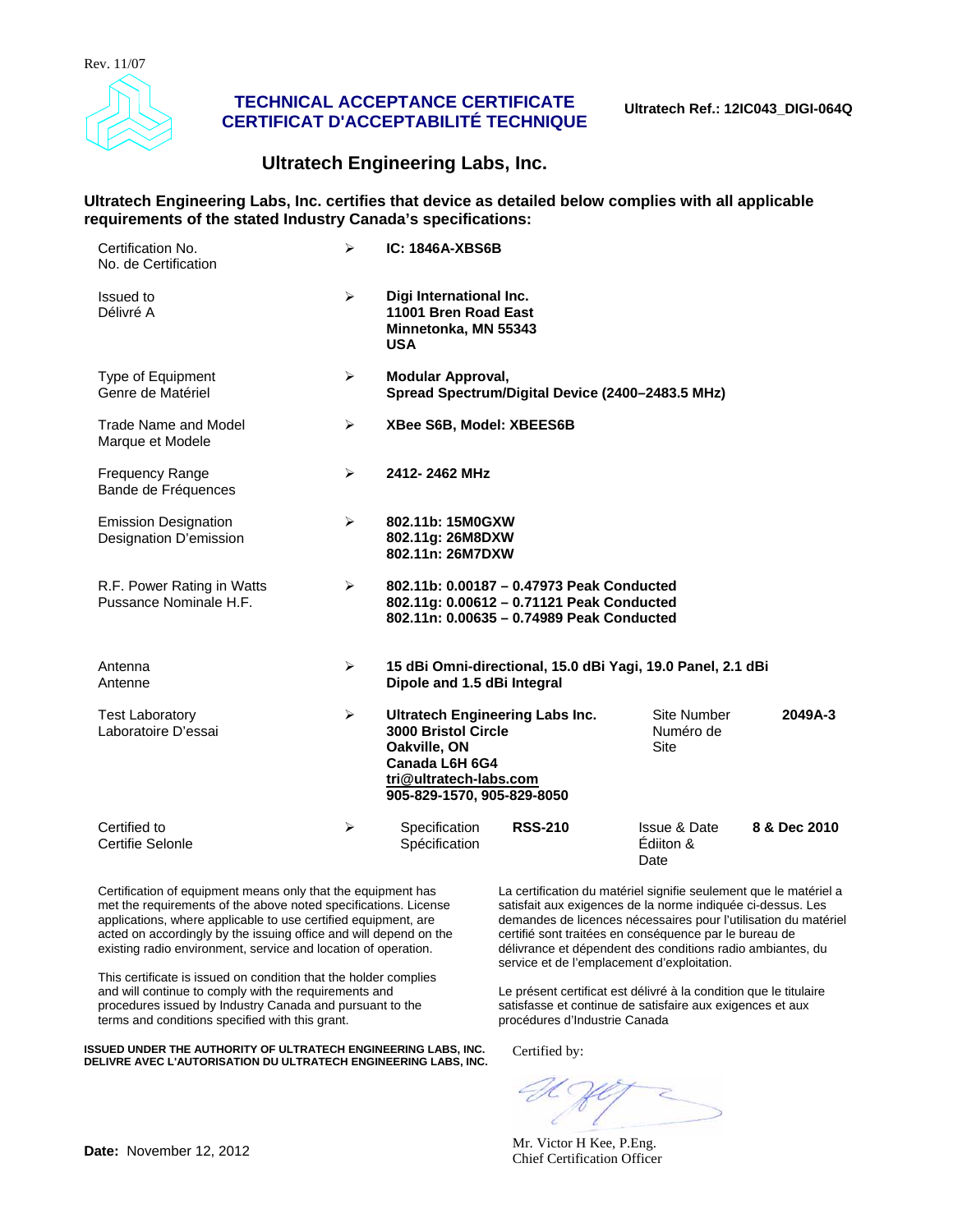Rev. 11/07

# TECHNICAL ACCEPTANCE CERTIFICATE
# CERTIFICAT D'ACCEPTABILITÉ TECHNIQUE

**Ultratech Ref.: 12IC043_DIGI-064Q**

## Ultratech Engineering Labs, Inc.

**Ultratech Engineering Labs, Inc. certifies that device as detailed below complies with all applicable requirements of the stated Industry Canada's specifications:**

| | | |
|---|---|---|
| Certification No.<br>No. de Certification | ➢ | **IC: 1846A-XBS6B** |
| Issued to<br>Délivré A | ➢ | **Digi International Inc.<br>11001 Bren Road East<br>Minnetonka, MN 55343<br>USA** |
| Type of Equipment<br>Genre de Matériel | ➢ | **Modular Approval,<br>Spread Spectrum/Digital Device (2400–2483.5 MHz)** |
| Trade Name and Model<br>Marque et Modele | ➢ | **XBee S6B, Model: XBEES6B** |
| Frequency Range<br>Bande de Fréquences | ➢ | **2412- 2462 MHz** |
| Emission Designation<br>Designation D'emission | ➢ | **802.11b: 15M0GXW<br>802.11g: 26M8DXW<br>802.11n: 26M7DXW** |
| R.F. Power Rating in Watts<br>Pussance Nominale H.F. | ➢ | **802.11b: 0.00187 – 0.47973 Peak Conducted<br>802.11g: 0.00612 – 0.71121 Peak Conducted<br>802.11n: 0.00635 – 0.74989 Peak Conducted** |
| Antenna<br>Antenne | ➢ | **15 dBi Omni-directional, 15.0 dBi Yagi, 19.0 Panel, 2.1 dBi Dipole and 1.5 dBi Integral** |
| Test Laboratory<br>Laboratoire D'essai | ➢ | **Ultratech Engineering Labs Inc.<br>3000 Bristol Circle<br>Oakville, ON<br>Canada L6H 6G4<br>tri@ultratech-labs.com<br>905-829-1570, 905-829-8050**<br>Site Number / Numéro de Site: **2049A-3** |
| Certified to<br>Certifie Selonle | ➢ | Specification / Spécification: **RSS-210**<br>Issue & Date / Édiiton & Date: **8 & Dec 2010** |

Certification of equipment means only that the equipment has met the requirements of the above noted specifications. License applications, where applicable to use certified equipment, are acted on accordingly by the issuing office and will depend on the existing radio environment, service and location of operation.

This certificate is issued on condition that the holder complies and will continue to comply with the requirements and procedures issued by Industry Canada and pursuant to the terms and conditions specified with this grant.

La certification du matériel signifie seulement que le matériel a satisfait aux exigences de la norme indiquée ci-dessus. Les demandes de licences nécessaires pour l'utilisation du matériel certifié sont traitées en conséquence par le bureau de délivrance et dépendent des conditions radio ambiantes, du service et de l'emplacement d'exploitation.

Le présent certificat est délivré à la condition que le titulaire satisfasse et continue de satisfaire aux exigences et aux procédures d'Industrie Canada

**ISSUED UNDER THE AUTHORITY OF ULTRATECH ENGINEERING LABS, INC.**
**DELIVRE AVEC L'AUTORISATION DU ULTRATECH ENGINEERING LABS, INC.**

Certified by:

Mr. Victor H Kee, P.Eng.
Chief Certification Officer

**Date:** November 12, 2012